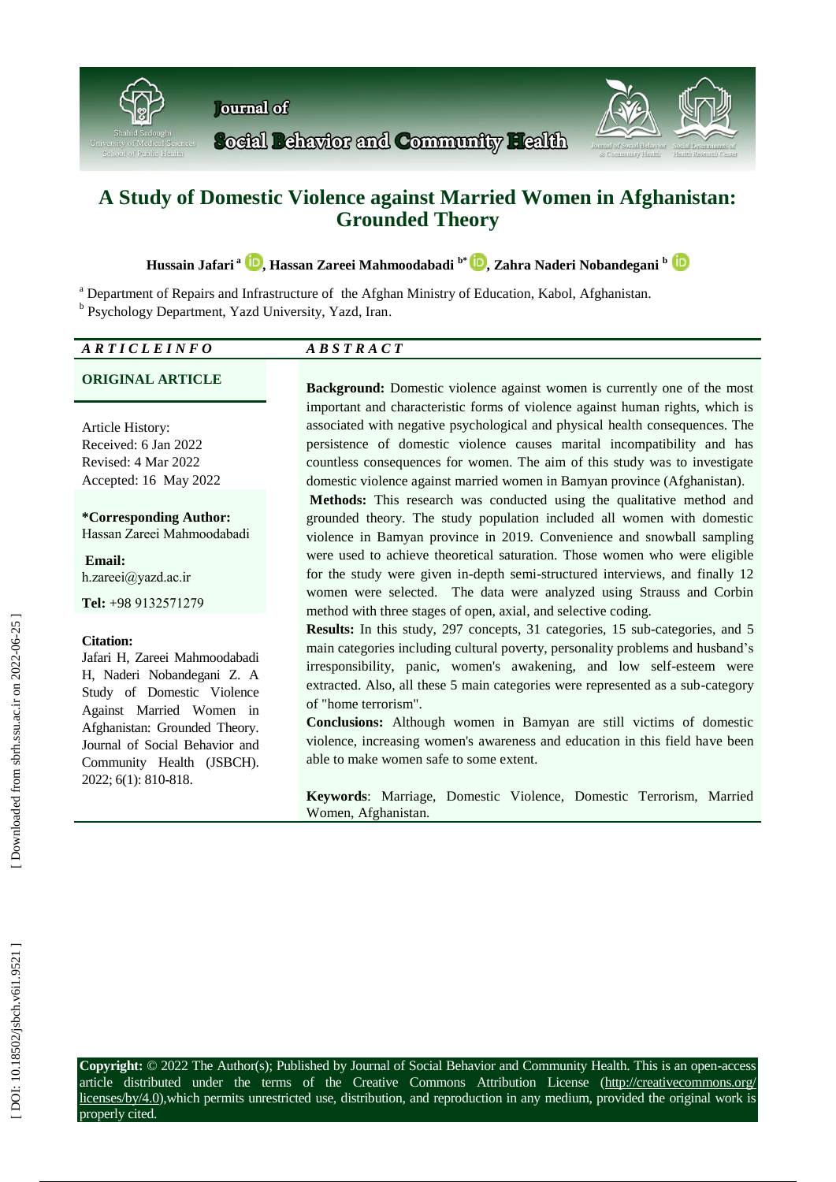# A Study of Domestic Violence against Married Women in Afghanistan: Grounded Theory

**Hussain Jafari** [a], **Hassan Zareei Mahmoodabadi** [b*], **Zahra Naderi Nobandegani** [b]

[a] Department of Repairs and Infrastructure of the Afghan Ministry of Education, Kabol, Afghanistan.
[b] Psychology Department, Yazd University, Yazd, Iran.

***ARTICLE INFO***

**ORIGINAL ARTICLE**

Article History:
Received: 6 Jan 2022
Revised: 4 Mar 2022
Accepted: 16 May 2022

**\*Corresponding Author:**
Hassan Zareei Mahmoodabadi

**Email:**
h.zareei@yazd.ac.ir

**Tel:** +98 9132571279

**Citation:**
Jafari H, Zareei Mahmoodabadi H, Naderi Nobandegani Z. A Study of Domestic Violence Against Married Women in Afghanistan: Grounded Theory. Journal of Social Behavior and Community Health (JSBCH). 2022; 6(1): 810-818.

***ABSTRACT***

**Background:** Domestic violence against women is currently one of the most important and characteristic forms of violence against human rights, which is associated with negative psychological and physical health consequences. The persistence of domestic violence causes marital incompatibility and has countless consequences for women. The aim of this study was to investigate domestic violence against married women in Bamyan province (Afghanistan).

**Methods:** This research was conducted using the qualitative method and grounded theory. The study population included all women with domestic violence in Bamyan province in 2019. Convenience and snowball sampling were used to achieve theoretical saturation. Those women who were eligible for the study were given in-depth semi-structured interviews, and finally 12 women were selected. The data were analyzed using Strauss and Corbin method with three stages of open, axial, and selective coding.

**Results:** In this study, 297 concepts, 31 categories, 15 sub-categories, and 5 main categories including cultural poverty, personality problems and husband's irresponsibility, panic, women's awakening, and low self-esteem were extracted. Also, all these 5 main categories were represented as a sub-category of "home terrorism".

**Conclusions:** Although women in Bamyan are still victims of domestic violence, increasing women's awareness and education in this field have been able to make women safe to some extent.

**Keywords**: Marriage, Domestic Violence, Domestic Terrorism, Married Women, Afghanistan.

**Copyright:** © 2022 The Author(s); Published by Journal of Social Behavior and Community Health. This is an open-access article distributed under the terms of the Creative Commons Attribution License (http://creativecommons.org/licenses/by/4.0),which permits unrestricted use, distribution, and reproduction in any medium, provided the original work is properly cited.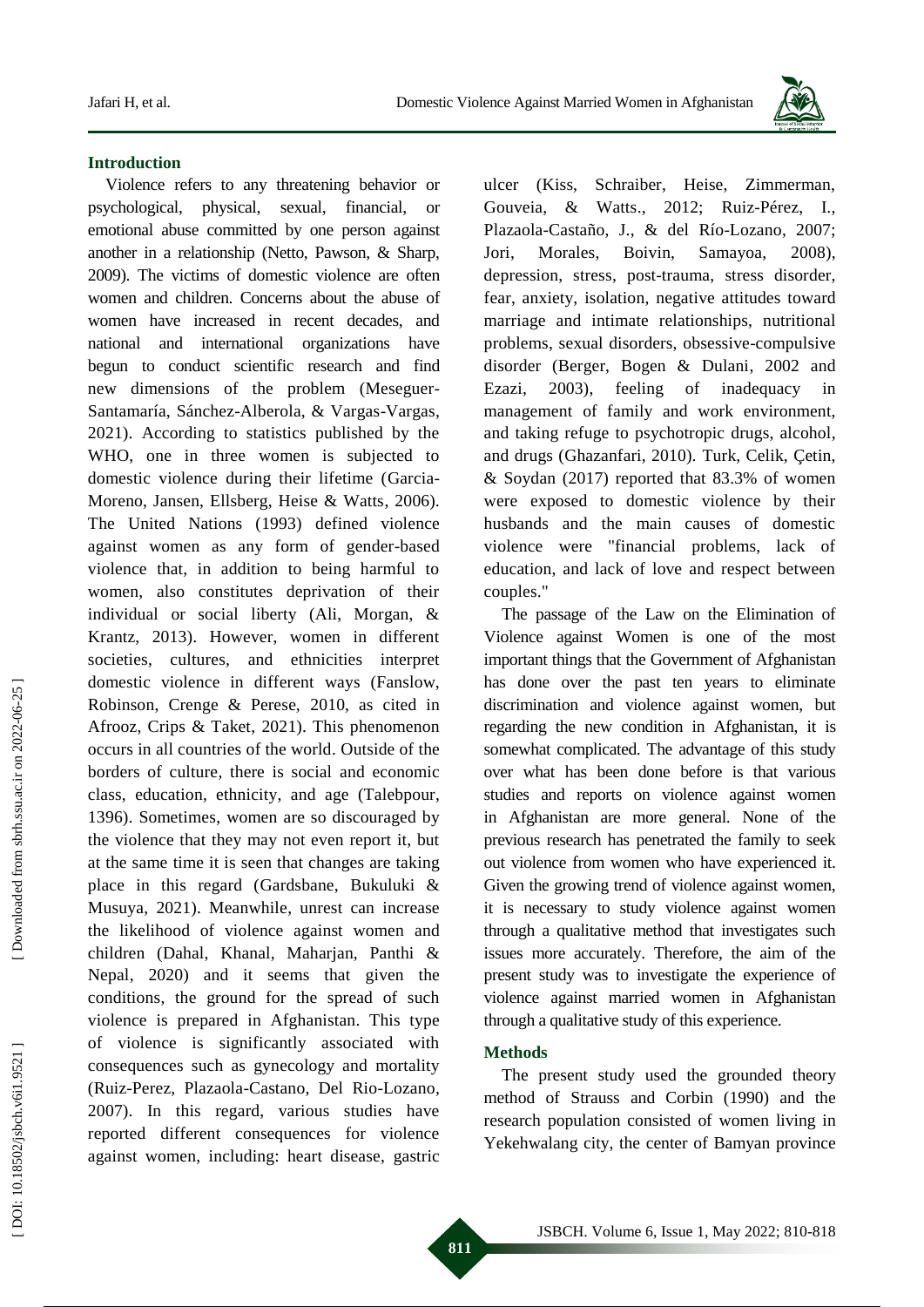## Introduction

Violence refers to any threatening behavior or psychological, physical, sexual, financial, or emotional abuse committed by one person against another in a relationship (Netto, Pawson, & Sharp, 2009). The victims of domestic violence are often women and children. Concerns about the abuse of women have increased in recent decades, and national and international organizations have begun to conduct scientific research and find new dimensions of the problem (Meseguer-Santamaría, Sánchez-Alberola, & Vargas-Vargas, 2021). According to statistics published by the WHO, one in three women is subjected to domestic violence during their lifetime (Garcia-Moreno, Jansen, Ellsberg, Heise & Watts, 2006). The United Nations (1993) defined violence against women as any form of gender-based violence that, in addition to being harmful to women, also constitutes deprivation of their individual or social liberty (Ali, Morgan, & Krantz, 2013). However, women in different societies, cultures, and ethnicities interpret domestic violence in different ways (Fanslow, Robinson, Crenge & Perese, 2010, as cited in Afrooz, Crips & Taket, 2021). This phenomenon occurs in all countries of the world. Outside of the borders of culture, there is social and economic class, education, ethnicity, and age (Talebpour, 1396). Sometimes, women are so discouraged by the violence that they may not even report it, but at the same time it is seen that changes are taking place in this regard (Gardsbane, Bukuluki & Musuya, 2021). Meanwhile, unrest can increase the likelihood of violence against women and children (Dahal, Khanal, Maharjan, Panthi & Nepal, 2020) and it seems that given the conditions, the ground for the spread of such violence is prepared in Afghanistan. This type of violence is significantly associated with consequences such as gynecology and mortality (Ruiz-Perez, Plazaola-Castano, Del Rio-Lozano, 2007). In this regard, various studies have reported different consequences for violence against women, including: heart disease, gastric ulcer (Kiss, Schraiber, Heise, Zimmerman, Gouveia, & Watts., 2012; Ruiz-Pérez, I., Plazaola-Castaño, J., & del Río-Lozano, 2007; Jori, Morales, Boivin, Samayoa, 2008), depression, stress, post-trauma, stress disorder, fear, anxiety, isolation, negative attitudes toward marriage and intimate relationships, nutritional problems, sexual disorders, obsessive-compulsive disorder (Berger, Bogen & Dulani, 2002 and Ezazi, 2003), feeling of inadequacy in management of family and work environment, and taking refuge to psychotropic drugs, alcohol, and drugs (Ghazanfari, 2010). Turk, Celik, Çetin, & Soydan (2017) reported that 83.3% of women were exposed to domestic violence by their husbands and the main causes of domestic violence were "financial problems, lack of education, and lack of love and respect between couples."

The passage of the Law on the Elimination of Violence against Women is one of the most important things that the Government of Afghanistan has done over the past ten years to eliminate discrimination and violence against women, but regarding the new condition in Afghanistan, it is somewhat complicated. The advantage of this study over what has been done before is that various studies and reports on violence against women in Afghanistan are more general. None of the previous research has penetrated the family to seek out violence from women who have experienced it. Given the growing trend of violence against women, it is necessary to study violence against women through a qualitative method that investigates such issues more accurately. Therefore, the aim of the present study was to investigate the experience of violence against married women in Afghanistan through a qualitative study of this experience.

## Methods

The present study used the grounded theory method of Strauss and Corbin (1990) and the research population consisted of women living in Yekehwalang city, the center of Bamyan province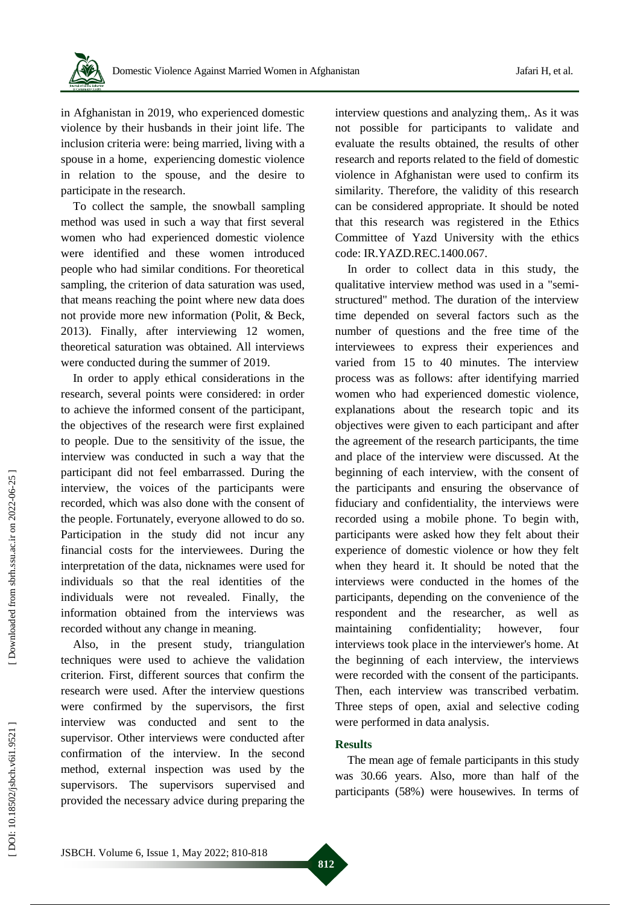in Afghanistan in 2019, who experienced domestic violence by their husbands in their joint life. The inclusion criteria were: being married, living with a spouse in a home, experiencing domestic violence in relation to the spouse, and the desire to participate in the research.

To collect the sample, the snowball sampling method was used in such a way that first several women who had experienced domestic violence were identified and these women introduced people who had similar conditions. For theoretical sampling, the criterion of data saturation was used, that means reaching the point where new data does not provide more new information (Polit, & Beck, 2013). Finally, after interviewing 12 women, theoretical saturation was obtained. All interviews were conducted during the summer of 2019.

In order to apply ethical considerations in the research, several points were considered: in order to achieve the informed consent of the participant, the objectives of the research were first explained to people. Due to the sensitivity of the issue, the interview was conducted in such a way that the participant did not feel embarrassed. During the interview, the voices of the participants were recorded, which was also done with the consent of the people. Fortunately, everyone allowed to do so. Participation in the study did not incur any financial costs for the interviewees. During the interpretation of the data, nicknames were used for individuals so that the real identities of the individuals were not revealed. Finally, the information obtained from the interviews was recorded without any change in meaning.

Also, in the present study, triangulation techniques were used to achieve the validation criterion. First, different sources that confirm the research were used. After the interview questions were confirmed by the supervisors, the first interview was conducted and sent to the supervisor. Other interviews were conducted after confirmation of the interview. In the second method, external inspection was used by the supervisors. The supervisors supervised and provided the necessary advice during preparing the interview questions and analyzing them,. As it was not possible for participants to validate and evaluate the results obtained, the results of other research and reports related to the field of domestic violence in Afghanistan were used to confirm its similarity. Therefore, the validity of this research can be considered appropriate. It should be noted that this research was registered in the Ethics Committee of Yazd University with the ethics code: IR.YAZD.REC.1400.067.

In order to collect data in this study, the qualitative interview method was used in a "semi-structured" method. The duration of the interview time depended on several factors such as the number of questions and the free time of the interviewees to express their experiences and varied from 15 to 40 minutes. The interview process was as follows: after identifying married women who had experienced domestic violence, explanations about the research topic and its objectives were given to each participant and after the agreement of the research participants, the time and place of the interview were discussed. At the beginning of each interview, with the consent of the participants and ensuring the observance of fiduciary and confidentiality, the interviews were recorded using a mobile phone. To begin with, participants were asked how they felt about their experience of domestic violence or how they felt when they heard it. It should be noted that the interviews were conducted in the homes of the participants, depending on the convenience of the respondent and the researcher, as well as maintaining confidentiality; however, four interviews took place in the interviewer's home. At the beginning of each interview, the interviews were recorded with the consent of the participants. Then, each interview was transcribed verbatim. Three steps of open, axial and selective coding were performed in data analysis.

## Results

The mean age of female participants in this study was 30.66 years. Also, more than half of the participants (58%) were housewives. In terms of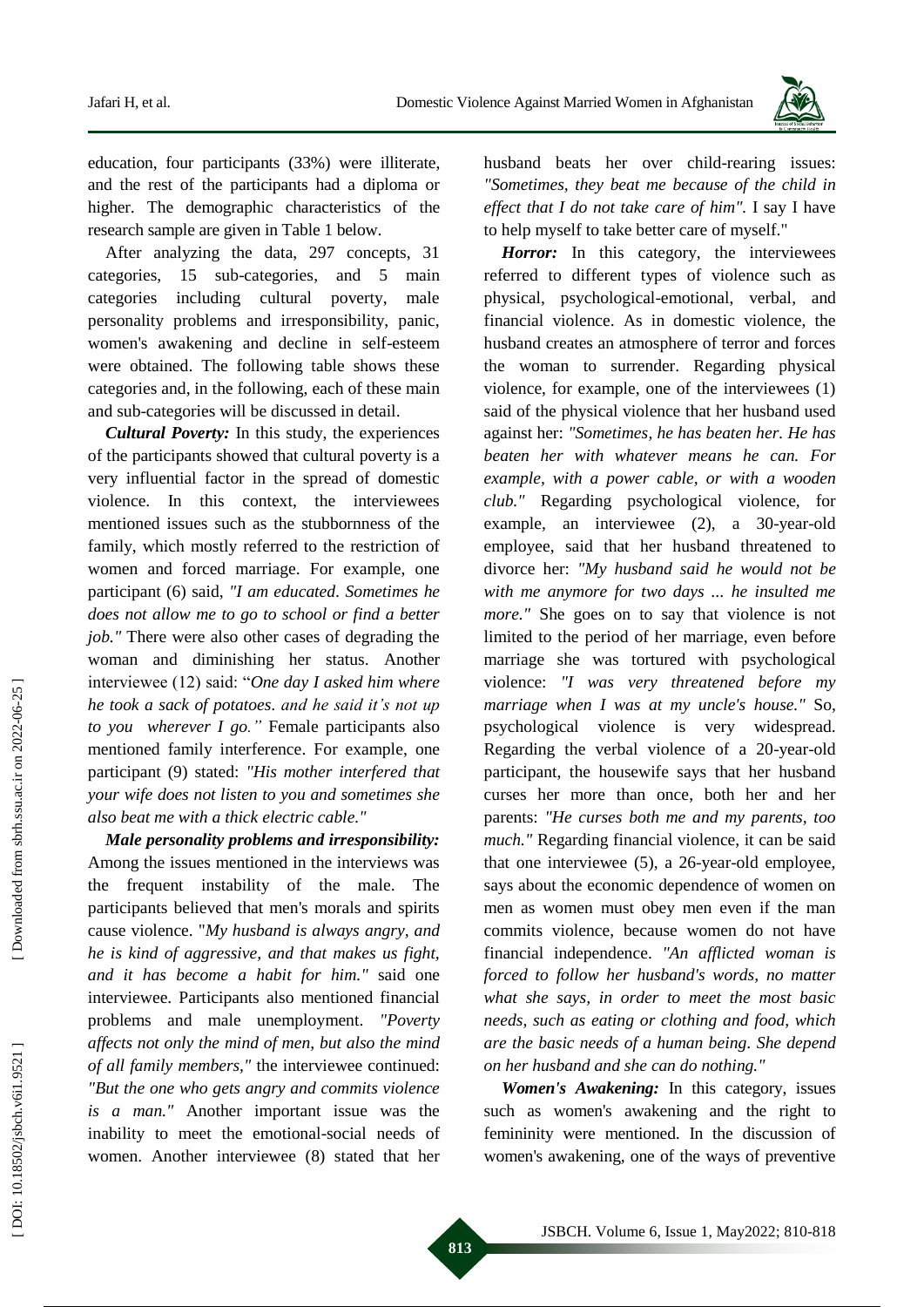education, four participants (33%) were illiterate, and the rest of the participants had a diploma or higher. The demographic characteristics of the research sample are given in Table 1 below.

After analyzing the data, 297 concepts, 31 categories, 15 sub-categories, and 5 main categories including cultural poverty, male personality problems and irresponsibility, panic, women's awakening and decline in self-esteem were obtained. The following table shows these categories and, in the following, each of these main and sub-categories will be discussed in detail.

***Cultural Poverty:*** In this study, the experiences of the participants showed that cultural poverty is a very influential factor in the spread of domestic violence. In this context, the interviewees mentioned issues such as the stubbornness of the family, which mostly referred to the restriction of women and forced marriage. For example, one participant (6) said, *"I am educated. Sometimes he does not allow me to go to school or find a better job."* There were also other cases of degrading the woman and diminishing her status. Another interviewee (12) said: "*One day I asked him where he took a sack of potatoes. and he said it's not up to you wherever I go."* Female participants also mentioned family interference. For example, one participant (9) stated: *"His mother interfered that your wife does not listen to you and sometimes she also beat me with a thick electric cable."*

***Male personality problems and irresponsibility:*** Among the issues mentioned in the interviews was the frequent instability of the male. The participants believed that men's morals and spirits cause violence. "*My husband is always angry, and he is kind of aggressive, and that makes us fight, and it has become a habit for him."* said one interviewee. Participants also mentioned financial problems and male unemployment. *"Poverty affects not only the mind of men, but also the mind of all family members,"* the interviewee continued: *"But the one who gets angry and commits violence is a man."* Another important issue was the inability to meet the emotional-social needs of women. Another interviewee (8) stated that her husband beats her over child-rearing issues: *"Sometimes, they beat me because of the child in effect that I do not take care of him".* I say I have to help myself to take better care of myself."

***Horror:*** In this category, the interviewees referred to different types of violence such as physical, psychological-emotional, verbal, and financial violence. As in domestic violence, the husband creates an atmosphere of terror and forces the woman to surrender. Regarding physical violence, for example, one of the interviewees (1) said of the physical violence that her husband used against her: *"Sometimes, he has beaten her. He has beaten her with whatever means he can. For example, with a power cable, or with a wooden club."* Regarding psychological violence, for example, an interviewee (2), a 30-year-old employee, said that her husband threatened to divorce her: *"My husband said he would not be with me anymore for two days ... he insulted me more."* She goes on to say that violence is not limited to the period of her marriage, even before marriage she was tortured with psychological violence: *"I was very threatened before my marriage when I was at my uncle's house."* So, psychological violence is very widespread. Regarding the verbal violence of a 20-year-old participant, the housewife says that her husband curses her more than once, both her and her parents: *"He curses both me and my parents, too much."* Regarding financial violence, it can be said that one interviewee (5), a 26-year-old employee, says about the economic dependence of women on men as women must obey men even if the man commits violence, because women do not have financial independence. *"An afflicted woman is forced to follow her husband's words, no matter what she says, in order to meet the most basic needs, such as eating or clothing and food, which are the basic needs of a human being. She depend on her husband and she can do nothing."*

***Women's Awakening:*** In this category, issues such as women's awakening and the right to femininity were mentioned. In the discussion of women's awakening, one of the ways of preventive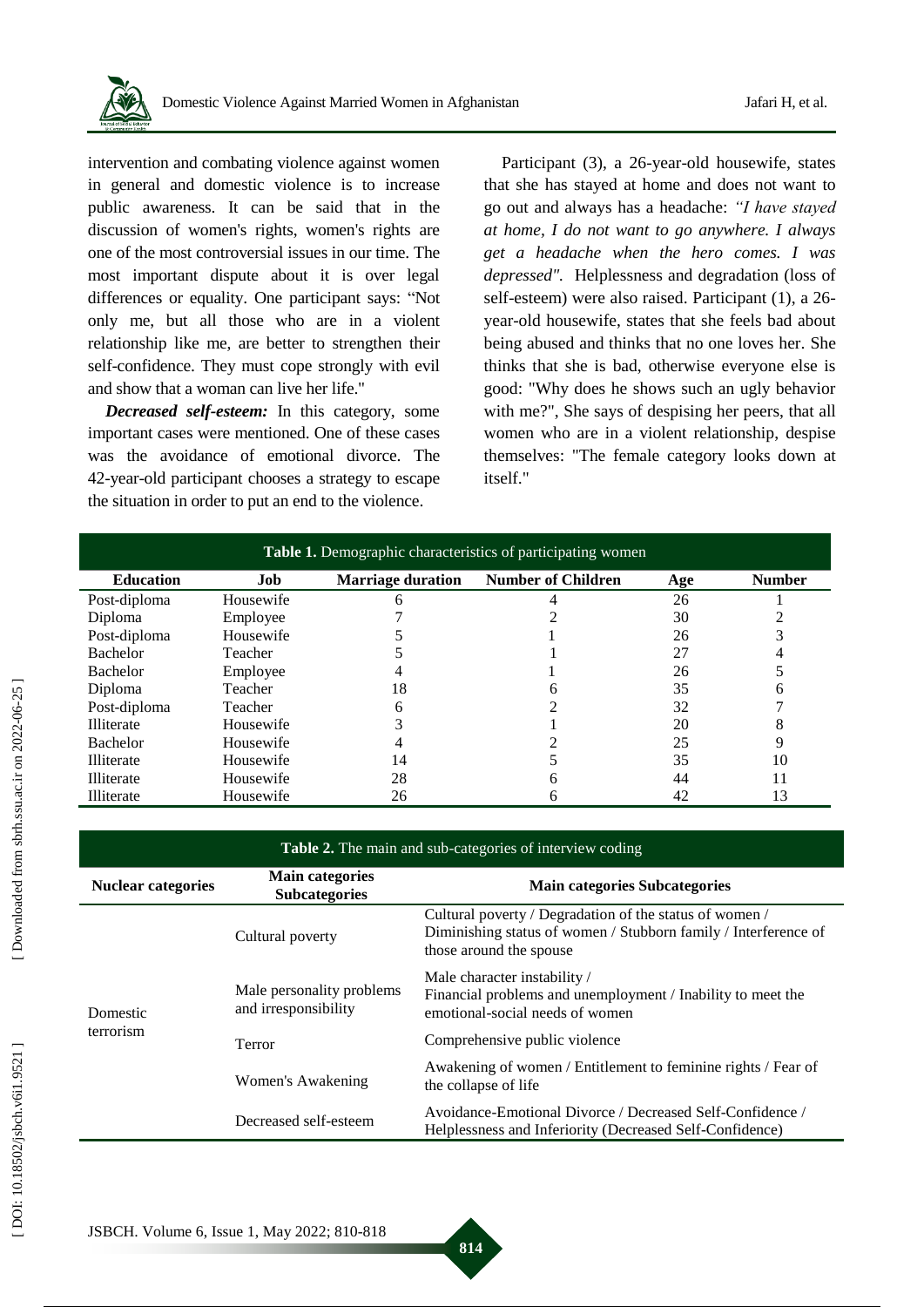intervention and combating violence against women in general and domestic violence is to increase public awareness. It can be said that in the discussion of women's rights, women's rights are one of the most controversial issues in our time. The most important dispute about it is over legal differences or equality. One participant says: "Not only me, but all those who are in a violent relationship like me, are better to strengthen their self-confidence. They must cope strongly with evil and show that a woman can live her life."

***Decreased self-esteem:*** In this category, some important cases were mentioned. One of these cases was the avoidance of emotional divorce. The 42-year-old participant chooses a strategy to escape the situation in order to put an end to the violence.

Participant (3), a 26-year-old housewife, states that she has stayed at home and does not want to go out and always has a headache: *"I have stayed at home, I do not want to go anywhere. I always get a headache when the hero comes. I was depressed".* Helplessness and degradation (loss of self-esteem) were also raised. Participant (1), a 26-year-old housewife, states that she feels bad about being abused and thinks that no one loves her. She thinks that she is bad, otherwise everyone else is good: "Why does he shows such an ugly behavior with me?", She says of despising her peers, that all women who are in a violent relationship, despise themselves: "The female category looks down at itself."

**Table 1.** Demographic characteristics of participating women

| Education | Job | Marriage duration | Number of Children | Age | Number |
|---|---|---|---|---|---|
| Post-diploma | Housewife | 6 | 4 | 26 | 1 |
| Diploma | Employee | 7 | 2 | 30 | 2 |
| Post-diploma | Housewife | 5 | 1 | 26 | 3 |
| Bachelor | Teacher | 5 | 1 | 27 | 4 |
| Bachelor | Employee | 4 | 1 | 26 | 5 |
| Diploma | Teacher | 18 | 6 | 35 | 6 |
| Post-diploma | Teacher | 6 | 2 | 32 | 7 |
| Illiterate | Housewife | 3 | 1 | 20 | 8 |
| Bachelor | Housewife | 4 | 2 | 25 | 9 |
| Illiterate | Housewife | 14 | 5 | 35 | 10 |
| Illiterate | Housewife | 28 | 6 | 44 | 11 |
| Illiterate | Housewife | 26 | 6 | 42 | 13 |

**Table 2.** The main and sub-categories of interview coding

| Nuclear categories | Main categories Subcategories | Main categories Subcategories |
|---|---|---|
| Domestic terrorism | Cultural poverty | Cultural poverty / Degradation of the status of women / Diminishing status of women / Stubborn family / Interference of those around the spouse |
| | Male personality problems and irresponsibility | Male character instability / Financial problems and unemployment / Inability to meet the emotional-social needs of women |
| | Terror | Comprehensive public violence |
| | Women's Awakening | Awakening of women / Entitlement to feminine rights / Fear of the collapse of life |
| | Decreased self-esteem | Avoidance-Emotional Divorce / Decreased Self-Confidence / Helplessness and Inferiority (Decreased Self-Confidence) |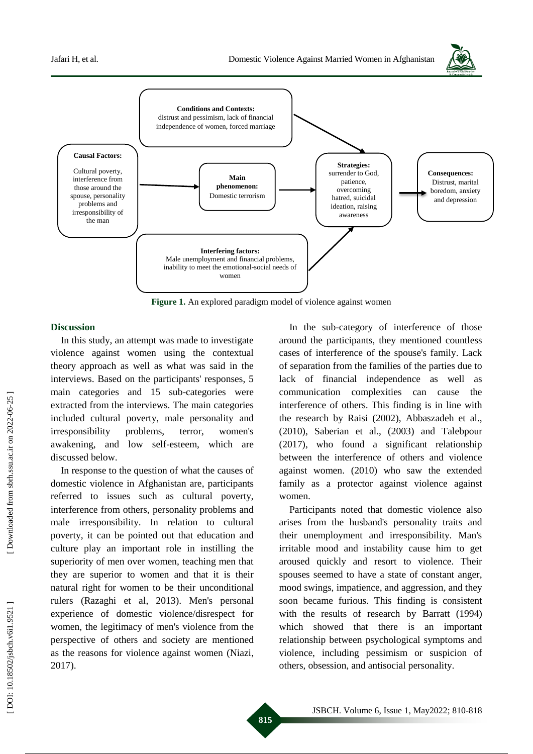**Conditions and Contexts:** distrust and pessimism, lack of financial independence of women, forced marriage

**Causal Factors:** Cultural poverty, interference from those around the spouse, personality problems and irresponsibility of the man

**Main phenomenon:** Domestic terrorism

**Strategies:** surrender to God, patience, overcoming hatred, suicidal ideation, raising awareness

**Consequences:** Distrust, marital boredom, anxiety and depression

**Interfering factors:** Male unemployment and financial problems, inability to meet the emotional-social needs of women

**Figure 1.** An explored paradigm model of violence against women

## Discussion

In this study, an attempt was made to investigate violence against women using the contextual theory approach as well as what was said in the interviews. Based on the participants' responses, 5 main categories and 15 sub-categories were extracted from the interviews. The main categories included cultural poverty, male personality and irresponsibility problems, terror, women's awakening, and low self-esteem, which are discussed below.

In response to the question of what the causes of domestic violence in Afghanistan are, participants referred to issues such as cultural poverty, interference from others, personality problems and male irresponsibility. In relation to cultural poverty, it can be pointed out that education and culture play an important role in instilling the superiority of men over women, teaching men that they are superior to women and that it is their natural right for women to be their unconditional rulers (Razaghi et al, 2013). Men's personal experience of domestic violence/disrespect for women, the legitimacy of men's violence from the perspective of others and society are mentioned as the reasons for violence against women (Niazi, 2017).

In the sub-category of interference of those around the participants, they mentioned countless cases of interference of the spouse's family. Lack of separation from the families of the parties due to lack of financial independence as well as communication complexities can cause the interference of others. This finding is in line with the research by Raisi (2002), Abbaszadeh et al., (2010), Saberian et al., (2003) and Talebpour (2017), who found a significant relationship between the interference of others and violence against women. (2010) who saw the extended family as a protector against violence against women.

Participants noted that domestic violence also arises from the husband's personality traits and their unemployment and irresponsibility. Man's irritable mood and instability cause him to get aroused quickly and resort to violence. Their spouses seemed to have a state of constant anger, mood swings, impatience, and aggression, and they soon became furious. This finding is consistent with the results of research by Barratt (1994) which showed that there is an important relationship between psychological symptoms and violence, including pessimism or suspicion of others, obsession, and antisocial personality.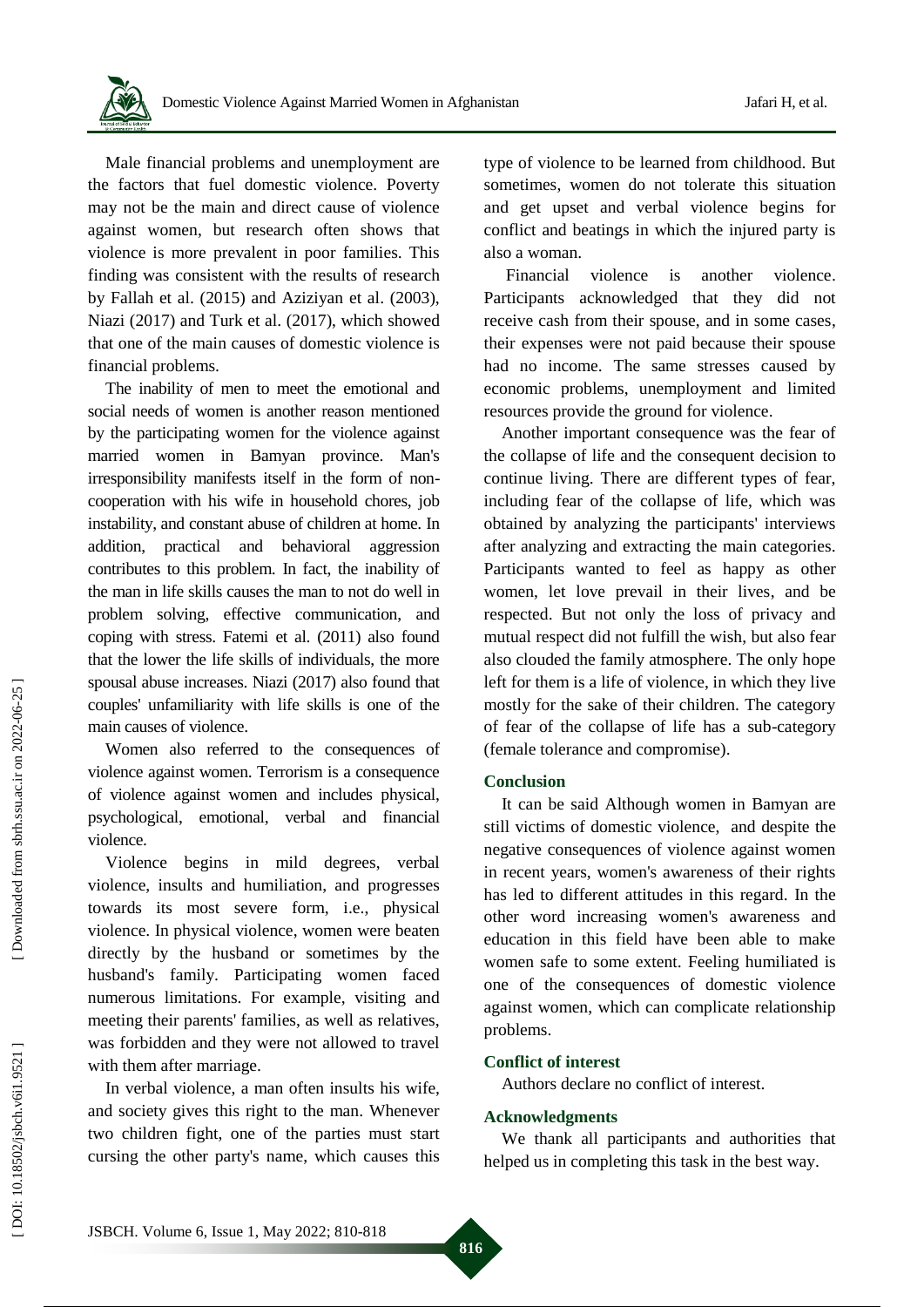Male financial problems and unemployment are the factors that fuel domestic violence. Poverty may not be the main and direct cause of violence against women, but research often shows that violence is more prevalent in poor families. This finding was consistent with the results of research by Fallah et al. (2015) and Aziziyan et al. (2003), Niazi (2017) and Turk et al. (2017), which showed that one of the main causes of domestic violence is financial problems.

The inability of men to meet the emotional and social needs of women is another reason mentioned by the participating women for the violence against married women in Bamyan province. Man's irresponsibility manifests itself in the form of non-cooperation with his wife in household chores, job instability, and constant abuse of children at home. In addition, practical and behavioral aggression contributes to this problem. In fact, the inability of the man in life skills causes the man to not do well in problem solving, effective communication, and coping with stress. Fatemi et al. (2011) also found that the lower the life skills of individuals, the more spousal abuse increases. Niazi (2017) also found that couples' unfamiliarity with life skills is one of the main causes of violence.

Women also referred to the consequences of violence against women. Terrorism is a consequence of violence against women and includes physical, psychological, emotional, verbal and financial violence.

Violence begins in mild degrees, verbal violence, insults and humiliation, and progresses towards its most severe form, i.e., physical violence. In physical violence, women were beaten directly by the husband or sometimes by the husband's family. Participating women faced numerous limitations. For example, visiting and meeting their parents' families, as well as relatives, was forbidden and they were not allowed to travel with them after marriage.

In verbal violence, a man often insults his wife, and society gives this right to the man. Whenever two children fight, one of the parties must start cursing the other party's name, which causes this type of violence to be learned from childhood. But sometimes, women do not tolerate this situation and get upset and verbal violence begins for conflict and beatings in which the injured party is also a woman.

Financial violence is another violence. Participants acknowledged that they did not receive cash from their spouse, and in some cases, their expenses were not paid because their spouse had no income. The same stresses caused by economic problems, unemployment and limited resources provide the ground for violence.

Another important consequence was the fear of the collapse of life and the consequent decision to continue living. There are different types of fear, including fear of the collapse of life, which was obtained by analyzing the participants' interviews after analyzing and extracting the main categories. Participants wanted to feel as happy as other women, let love prevail in their lives, and be respected. But not only the loss of privacy and mutual respect did not fulfill the wish, but also fear also clouded the family atmosphere. The only hope left for them is a life of violence, in which they live mostly for the sake of their children. The category of fear of the collapse of life has a sub-category (female tolerance and compromise).

## Conclusion

It can be said Although women in Bamyan are still victims of domestic violence, and despite the negative consequences of violence against women in recent years, women's awareness of their rights has led to different attitudes in this regard. In the other word increasing women's awareness and education in this field have been able to make women safe to some extent. Feeling humiliated is one of the consequences of domestic violence against women, which can complicate relationship problems.

## Conflict of interest

Authors declare no conflict of interest.

## Acknowledgments

We thank all participants and authorities that helped us in completing this task in the best way.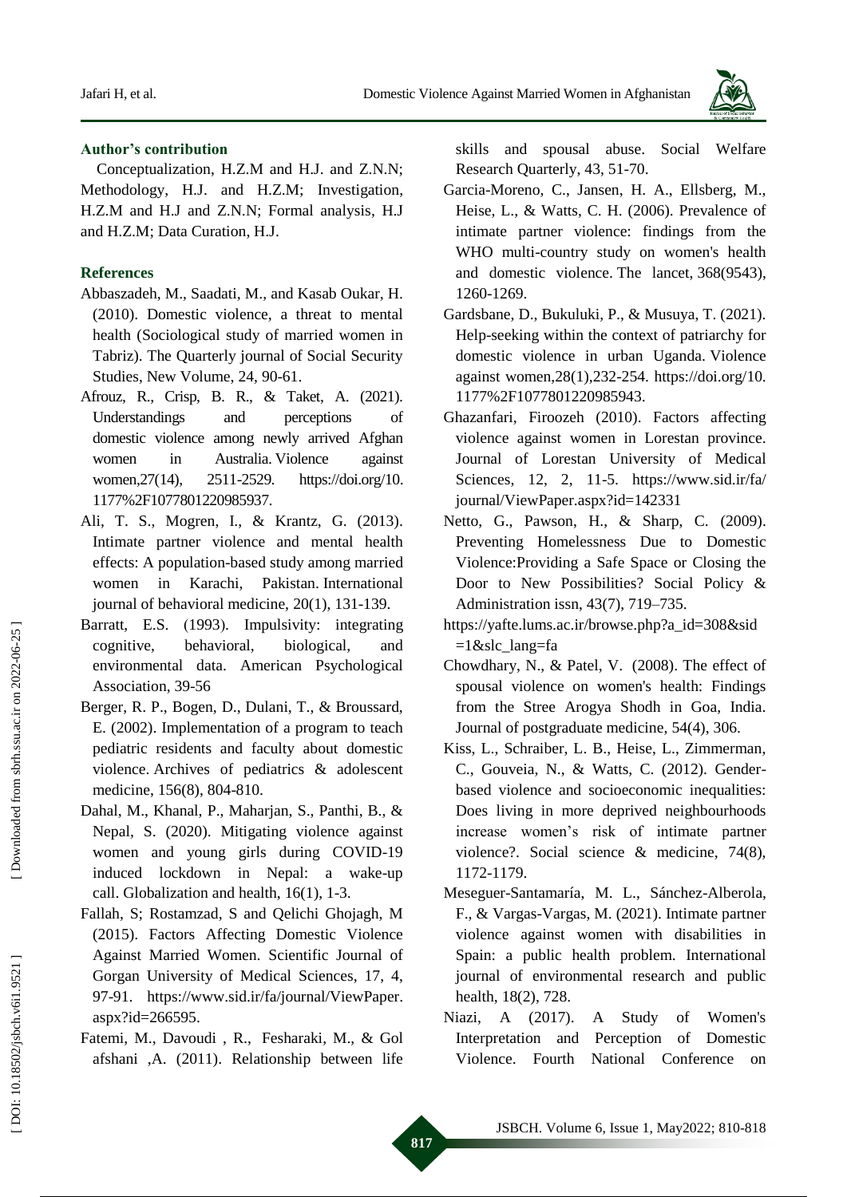### Author's contribution

Conceptualization, H.Z.M and H.J. and Z.N.N; Methodology, H.J. and H.Z.M; Investigation, H.Z.M and H.J and Z.N.N; Formal analysis, H.J and H.Z.M; Data Curation, H.J.

### References

Abbaszadeh, M., Saadati, M., and Kasab Oukar, H. (2010). Domestic violence, a threat to mental health (Sociological study of married women in Tabriz). The Quarterly journal of Social Security Studies, New Volume, 24, 90-61.

Afrouz, R., Crisp, B. R., & Taket, A. (2021). Understandings and perceptions of domestic violence among newly arrived Afghan women in Australia. Violence against women,27(14), 2511-2529. https://doi.org/10.1177%2F1077801220985937.

Ali, T. S., Mogren, I., & Krantz, G. (2013). Intimate partner violence and mental health effects: A population-based study among married women in Karachi, Pakistan. International journal of behavioral medicine, 20(1), 131-139.

Barratt, E.S. (1993). Impulsivity: integrating cognitive, behavioral, biological, and environmental data. American Psychological Association, 39-56

Berger, R. P., Bogen, D., Dulani, T., & Broussard, E. (2002). Implementation of a program to teach pediatric residents and faculty about domestic violence. Archives of pediatrics & adolescent medicine, 156(8), 804-810.

Dahal, M., Khanal, P., Maharjan, S., Panthi, B., & Nepal, S. (2020). Mitigating violence against women and young girls during COVID-19 induced lockdown in Nepal: a wake-up call. Globalization and health, 16(1), 1-3.

Fallah, S; Rostamzad, S and Qelichi Ghojagh, M (2015). Factors Affecting Domestic Violence Against Married Women. Scientific Journal of Gorgan University of Medical Sciences, 17, 4, 97-91. https://www.sid.ir/fa/journal/ViewPaper.aspx?id=266595.

Fatemi, M., Davoudi , R., Fesharaki, M., & Gol afshani ,A. (2011). Relationship between life skills and spousal abuse. Social Welfare Research Quarterly, 43, 51-70.

Garcia-Moreno, C., Jansen, H. A., Ellsberg, M., Heise, L., & Watts, C. H. (2006). Prevalence of intimate partner violence: findings from the WHO multi-country study on women's health and domestic violence. The lancet, 368(9543), 1260-1269.

Gardsbane, D., Bukuluki, P., & Musuya, T. (2021). Help-seeking within the context of patriarchy for domestic violence in urban Uganda. Violence against women,28(1),232-254. https://doi.org/10.1177%2F1077801220985943.

Ghazanfari, Firoozeh (2010). Factors affecting violence against women in Lorestan province. Journal of Lorestan University of Medical Sciences, 12, 2, 11-5. https://www.sid.ir/fa/journal/ViewPaper.aspx?id=142331

Netto, G., Pawson, H., & Sharp, C. (2009). Preventing Homelessness Due to Domestic Violence:Providing a Safe Space or Closing the Door to New Possibilities? Social Policy & Administration issn, 43(7), 719–735.

https://yafte.lums.ac.ir/browse.php?a_id=308&sid=1&slc_lang=fa

Chowdhary, N., & Patel, V. (2008). The effect of spousal violence on women's health: Findings from the Stree Arogya Shodh in Goa, India. Journal of postgraduate medicine, 54(4), 306.

Kiss, L., Schraiber, L. B., Heise, L., Zimmerman, C., Gouveia, N., & Watts, C. (2012). Gender-based violence and socioeconomic inequalities: Does living in more deprived neighbourhoods increase women's risk of intimate partner violence?. Social science & medicine, 74(8), 1172-1179.

Meseguer-Santamaría, M. L., Sánchez-Alberola, F., & Vargas-Vargas, M. (2021). Intimate partner violence against women with disabilities in Spain: a public health problem. International journal of environmental research and public health, 18(2), 728.

Niazi, A (2017). A Study of Women's Interpretation and Perception of Domestic Violence. Fourth National Conference on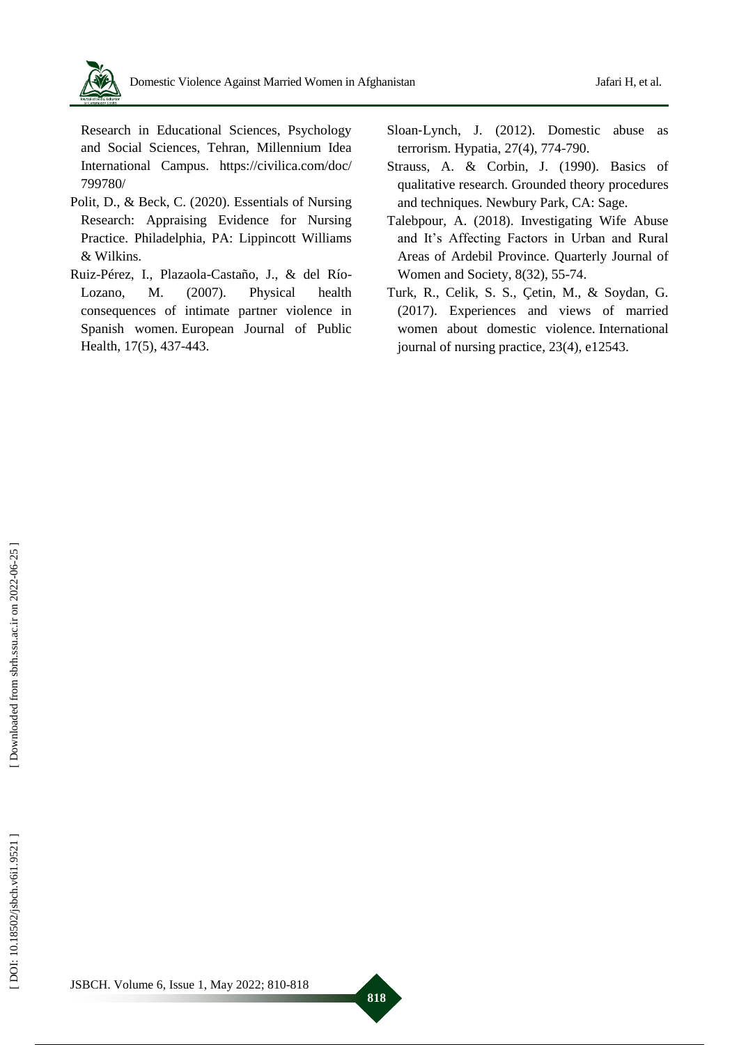Research in Educational Sciences, Psychology and Social Sciences, Tehran, Millennium Idea International Campus. https://civilica.com/doc/799780/

Polit, D., & Beck, C. (2020). Essentials of Nursing Research: Appraising Evidence for Nursing Practice. Philadelphia, PA: Lippincott Williams & Wilkins.

Ruiz-Pérez, I., Plazaola-Castaño, J., & del Río-Lozano, M. (2007). Physical health consequences of intimate partner violence in Spanish women. European Journal of Public Health, 17(5), 437-443.

Sloan-Lynch, J. (2012). Domestic abuse as terrorism. Hypatia, 27(4), 774-790.

Strauss, A. & Corbin, J. (1990). Basics of qualitative research. Grounded theory procedures and techniques. Newbury Park, CA: Sage.

Talebpour, A. (2018). Investigating Wife Abuse and It's Affecting Factors in Urban and Rural Areas of Ardebil Province. Quarterly Journal of Women and Society, 8(32), 55-74.

Turk, R., Celik, S. S., Çetin, M., & Soydan, G. (2017). Experiences and views of married women about domestic violence. International journal of nursing practice, 23(4), e12543.